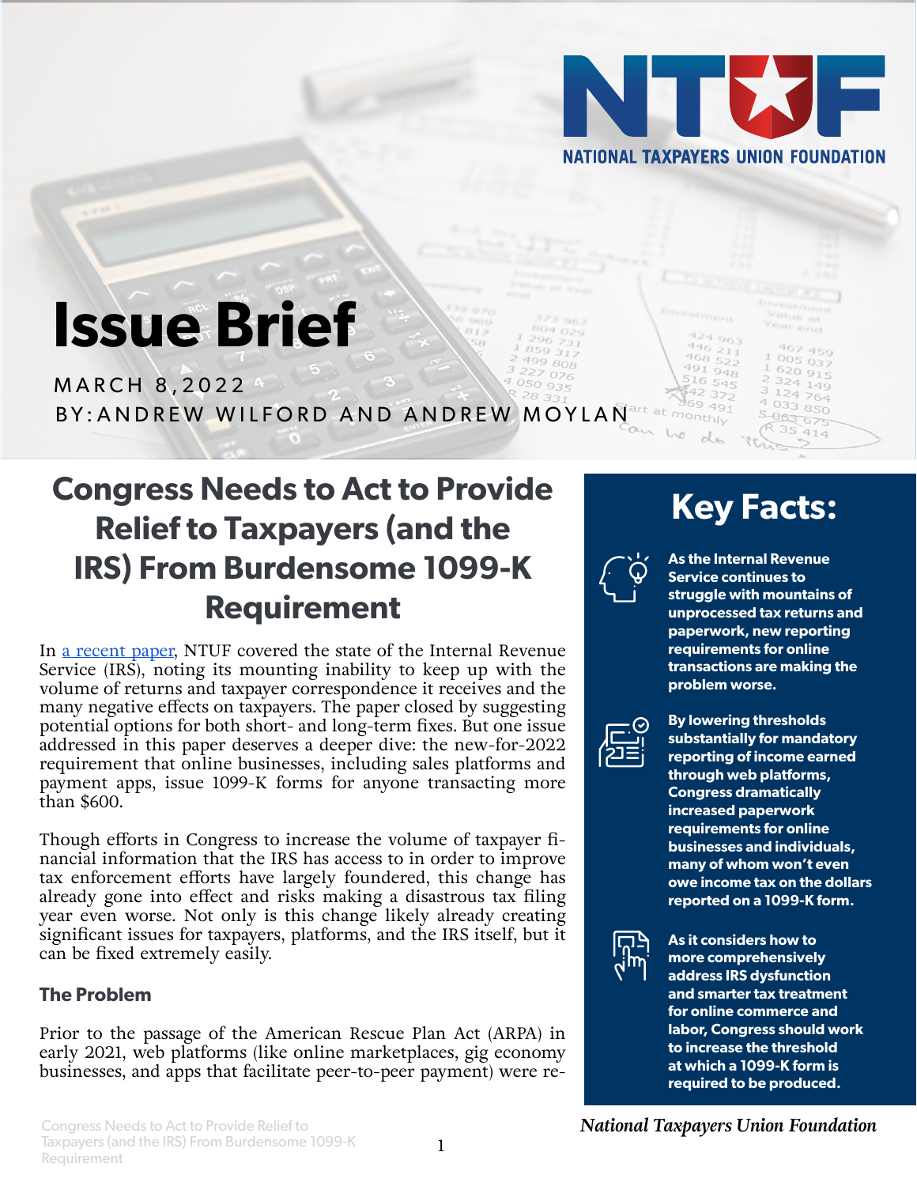NTUF
NATIONAL TAXPAYERS UNION FOUNDATION

# Issue Brief

MARCH 8, 2022

BY: ANDREW WILFORD AND ANDREW MOYLAN

## Congress Needs to Act to Provide Relief to Taxpayers (and the IRS) From Burdensome 1099-K Requirement

In a recent paper, NTUF covered the state of the Internal Revenue Service (IRS), noting its mounting inability to keep up with the volume of returns and taxpayer correspondence it receives and the many negative effects on taxpayers. The paper closed by suggesting potential options for both short- and long-term fixes. But one issue addressed in this paper deserves a deeper dive: the new-for-2022 requirement that online businesses, including sales platforms and payment apps, issue 1099-K forms for anyone transacting more than $600.

Though efforts in Congress to increase the volume of taxpayer financial information that the IRS has access to in order to improve tax enforcement efforts have largely foundered, this change has already gone into effect and risks making a disastrous tax filing year even worse. Not only is this change likely already creating significant issues for taxpayers, platforms, and the IRS itself, but it can be fixed extremely easily.

### The Problem

Prior to the passage of the American Rescue Plan Act (ARPA) in early 2021, web platforms (like online marketplaces, gig economy businesses, and apps that facilitate peer-to-peer payment) were re-

## Key Facts:

- **As the Internal Revenue Service continues to struggle with mountains of unprocessed tax returns and paperwork, new reporting requirements for online transactions are making the problem worse.**
- **By lowering thresholds substantially for mandatory reporting of income earned through web platforms, Congress dramatically increased paperwork requirements for online businesses and individuals, many of whom won't even owe income tax on the dollars reported on a 1099-K form.**
- **As it considers how to more comprehensively address IRS dysfunction and smarter tax treatment for online commerce and labor, Congress should work to increase the threshold at which a 1099-K form is required to be produced.**

*National Taxpayers Union Foundation*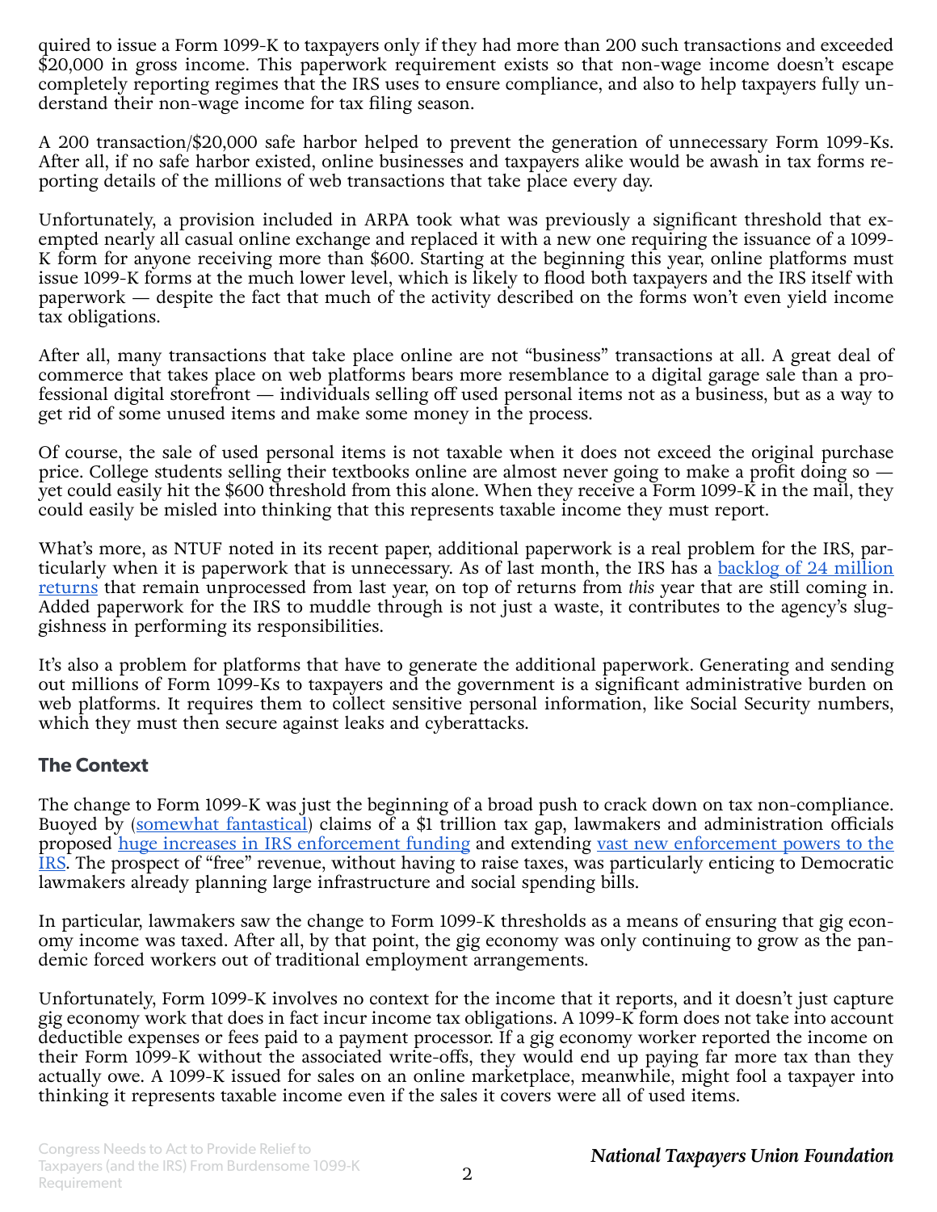quired to issue a Form 1099-K to taxpayers only if they had more than 200 such transactions and exceeded $20,000 in gross income. This paperwork requirement exists so that non-wage income doesn't escape completely reporting regimes that the IRS uses to ensure compliance, and also to help taxpayers fully understand their non-wage income for tax filing season.

A 200 transaction/$20,000 safe harbor helped to prevent the generation of unnecessary Form 1099-Ks. After all, if no safe harbor existed, online businesses and taxpayers alike would be awash in tax forms reporting details of the millions of web transactions that take place every day.

Unfortunately, a provision included in ARPA took what was previously a significant threshold that exempted nearly all casual online exchange and replaced it with a new one requiring the issuance of a 1099-K form for anyone receiving more than $600. Starting at the beginning this year, online platforms must issue 1099-K forms at the much lower level, which is likely to flood both taxpayers and the IRS itself with paperwork — despite the fact that much of the activity described on the forms won't even yield income tax obligations.

After all, many transactions that take place online are not "business" transactions at all. A great deal of commerce that takes place on web platforms bears more resemblance to a digital garage sale than a professional digital storefront — individuals selling off used personal items not as a business, but as a way to get rid of some unused items and make some money in the process.

Of course, the sale of used personal items is not taxable when it does not exceed the original purchase price. College students selling their textbooks online are almost never going to make a profit doing so — yet could easily hit the $600 threshold from this alone. When they receive a Form 1099-K in the mail, they could easily be misled into thinking that this represents taxable income they must report.

What's more, as NTUF noted in its recent paper, additional paperwork is a real problem for the IRS, particularly when it is paperwork that is unnecessary. As of last month, the IRS has a backlog of 24 million returns that remain unprocessed from last year, on top of returns from *this* year that are still coming in. Added paperwork for the IRS to muddle through is not just a waste, it contributes to the agency's sluggishness in performing its responsibilities.

It's also a problem for platforms that have to generate the additional paperwork. Generating and sending out millions of Form 1099-Ks to taxpayers and the government is a significant administrative burden on web platforms. It requires them to collect sensitive personal information, like Social Security numbers, which they must then secure against leaks and cyberattacks.

## The Context

The change to Form 1099-K was just the beginning of a broad push to crack down on tax non-compliance. Buoyed by (somewhat fantastical) claims of a $1 trillion tax gap, lawmakers and administration officials proposed huge increases in IRS enforcement funding and extending vast new enforcement powers to the IRS. The prospect of "free" revenue, without having to raise taxes, was particularly enticing to Democratic lawmakers already planning large infrastructure and social spending bills.

In particular, lawmakers saw the change to Form 1099-K thresholds as a means of ensuring that gig economy income was taxed. After all, by that point, the gig economy was only continuing to grow as the pandemic forced workers out of traditional employment arrangements.

Unfortunately, Form 1099-K involves no context for the income that it reports, and it doesn't just capture gig economy work that does in fact incur income tax obligations. A 1099-K form does not take into account deductible expenses or fees paid to a payment processor. If a gig economy worker reported the income on their Form 1099-K without the associated write-offs, they would end up paying far more tax than they actually owe. A 1099-K issued for sales on an online marketplace, meanwhile, might fool a taxpayer into thinking it represents taxable income even if the sales it covers were all of used items.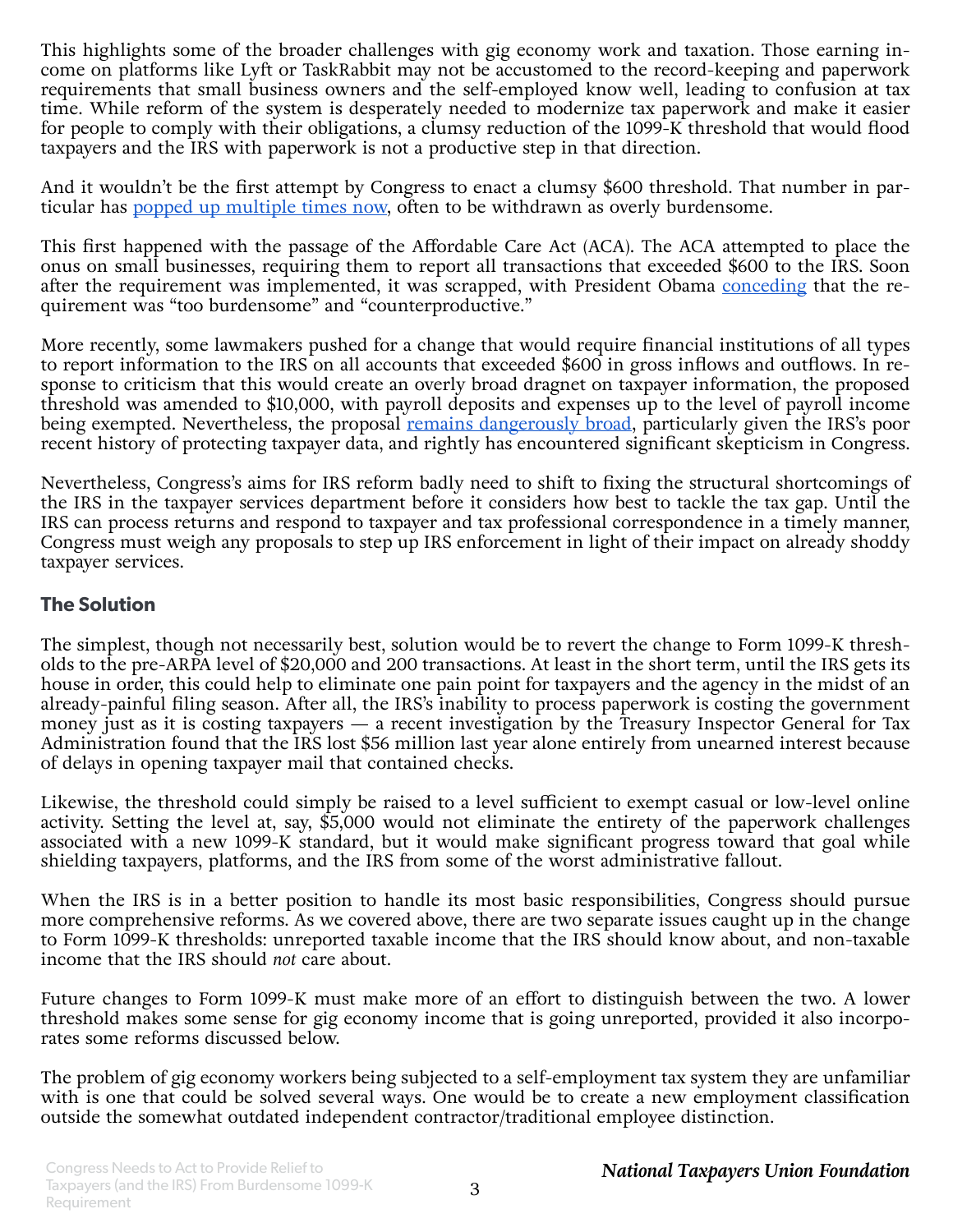This highlights some of the broader challenges with gig economy work and taxation. Those earning income on platforms like Lyft or TaskRabbit may not be accustomed to the record-keeping and paperwork requirements that small business owners and the self-employed know well, leading to confusion at tax time. While reform of the system is desperately needed to modernize tax paperwork and make it easier for people to comply with their obligations, a clumsy reduction of the 1099-K threshold that would flood taxpayers and the IRS with paperwork is not a productive step in that direction.

And it wouldn't be the first attempt by Congress to enact a clumsy $600 threshold. That number in particular has popped up multiple times now, often to be withdrawn as overly burdensome.

This first happened with the passage of the Affordable Care Act (ACA). The ACA attempted to place the onus on small businesses, requiring them to report all transactions that exceeded $600 to the IRS. Soon after the requirement was implemented, it was scrapped, with President Obama conceding that the requirement was "too burdensome" and "counterproductive."

More recently, some lawmakers pushed for a change that would require financial institutions of all types to report information to the IRS on all accounts that exceeded $600 in gross inflows and outflows. In response to criticism that this would create an overly broad dragnet on taxpayer information, the proposed threshold was amended to $10,000, with payroll deposits and expenses up to the level of payroll income being exempted. Nevertheless, the proposal remains dangerously broad, particularly given the IRS's poor recent history of protecting taxpayer data, and rightly has encountered significant skepticism in Congress.

Nevertheless, Congress's aims for IRS reform badly need to shift to fixing the structural shortcomings of the IRS in the taxpayer services department before it considers how best to tackle the tax gap. Until the IRS can process returns and respond to taxpayer and tax professional correspondence in a timely manner, Congress must weigh any proposals to step up IRS enforcement in light of their impact on already shoddy taxpayer services.

## The Solution

The simplest, though not necessarily best, solution would be to revert the change to Form 1099-K thresholds to the pre-ARPA level of $20,000 and 200 transactions. At least in the short term, until the IRS gets its house in order, this could help to eliminate one pain point for taxpayers and the agency in the midst of an already-painful filing season. After all, the IRS's inability to process paperwork is costing the government money just as it is costing taxpayers — a recent investigation by the Treasury Inspector General for Tax Administration found that the IRS lost $56 million last year alone entirely from unearned interest because of delays in opening taxpayer mail that contained checks.

Likewise, the threshold could simply be raised to a level sufficient to exempt casual or low-level online activity. Setting the level at, say, $5,000 would not eliminate the entirety of the paperwork challenges associated with a new 1099-K standard, but it would make significant progress toward that goal while shielding taxpayers, platforms, and the IRS from some of the worst administrative fallout.

When the IRS is in a better position to handle its most basic responsibilities, Congress should pursue more comprehensive reforms. As we covered above, there are two separate issues caught up in the change to Form 1099-K thresholds: unreported taxable income that the IRS should know about, and non-taxable income that the IRS should *not* care about.

Future changes to Form 1099-K must make more of an effort to distinguish between the two. A lower threshold makes some sense for gig economy income that is going unreported, provided it also incorporates some reforms discussed below.

The problem of gig economy workers being subjected to a self-employment tax system they are unfamiliar with is one that could be solved several ways. One would be to create a new employment classification outside the somewhat outdated independent contractor/traditional employee distinction.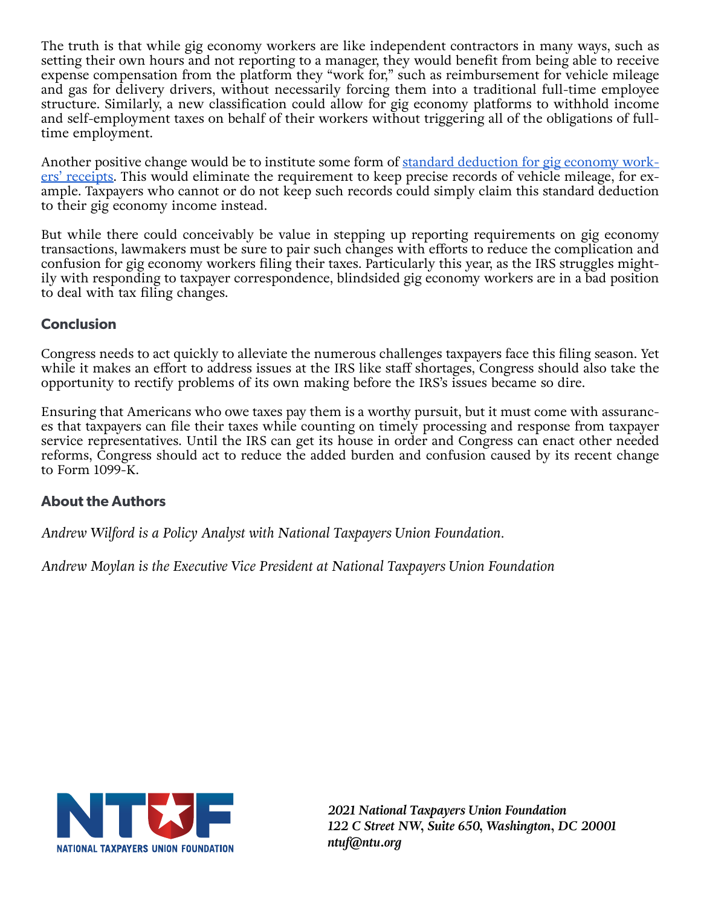The truth is that while gig economy workers are like independent contractors in many ways, such as setting their own hours and not reporting to a manager, they would benefit from being able to receive expense compensation from the platform they "work for," such as reimbursement for vehicle mileage and gas for delivery drivers, without necessarily forcing them into a traditional full-time employee structure. Similarly, a new classification could allow for gig economy platforms to withhold income and self-employment taxes on behalf of their workers without triggering all of the obligations of full-time employment.

Another positive change would be to institute some form of standard deduction for gig economy workers' receipts. This would eliminate the requirement to keep precise records of vehicle mileage, for example. Taxpayers who cannot or do not keep such records could simply claim this standard deduction to their gig economy income instead.

But while there could conceivably be value in stepping up reporting requirements on gig economy transactions, lawmakers must be sure to pair such changes with efforts to reduce the complication and confusion for gig economy workers filing their taxes. Particularly this year, as the IRS struggles mightily with responding to taxpayer correspondence, blindsided gig economy workers are in a bad position to deal with tax filing changes.

## Conclusion

Congress needs to act quickly to alleviate the numerous challenges taxpayers face this filing season. Yet while it makes an effort to address issues at the IRS like staff shortages, Congress should also take the opportunity to rectify problems of its own making before the IRS's issues became so dire.

Ensuring that Americans who owe taxes pay them is a worthy pursuit, but it must come with assurances that taxpayers can file their taxes while counting on timely processing and response from taxpayer service representatives. Until the IRS can get its house in order and Congress can enact other needed reforms, Congress should act to reduce the added burden and confusion caused by its recent change to Form 1099-K.

## About the Authors

*Andrew Wilford is a Policy Analyst with National Taxpayers Union Foundation.*

*Andrew Moylan is the Executive Vice President at National Taxpayers Union Foundation*

NTUF

NATIONAL TAXPAYERS UNION FOUNDATION

***2021 National Taxpayers Union Foundation***
***122 C Street NW, Suite 650, Washington, DC 20001***
***ntuf@ntu.org***